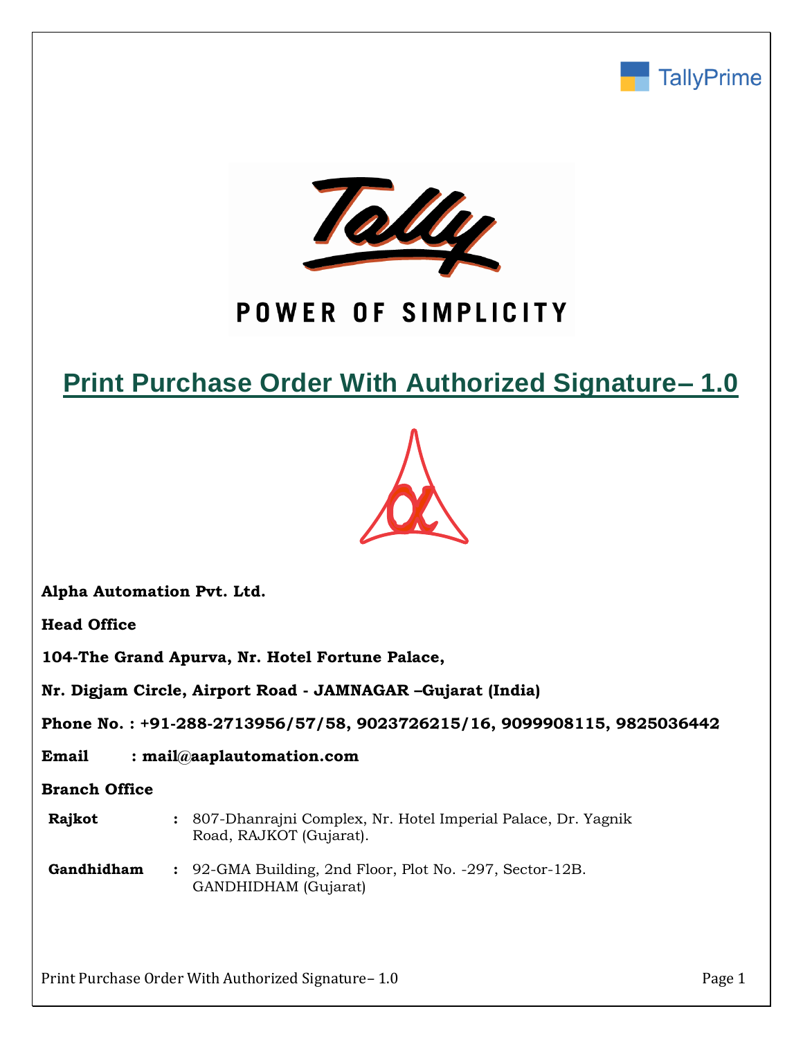TallyPrime

POWER OF SIMPLICITY

# Print Purchase Order With Authorized Signature– 1.0

**Alpha Automation Pvt. Ltd.**

**Head Office**

**104-The Grand Apurva, Nr. Hotel Fortune Palace,**

**Nr. Digjam Circle, Airport Road - JAMNAGAR –Gujarat (India)**

**Phone No. : +91-288-2713956/57/58, 9023726215/16, 9099908115, 9825036442**

**Email : mail@aaplautomation.com**

**Branch Office**

| | | |
|---|---|---|
| **Rajkot** | : | 807-Dhanrajni Complex, Nr. Hotel Imperial Palace, Dr. Yagnik Road, RAJKOT (Gujarat). |
| **Gandhidham** | : | 92-GMA Building, 2nd Floor, Plot No. -297, Sector-12B. GANDHIDHAM (Gujarat) |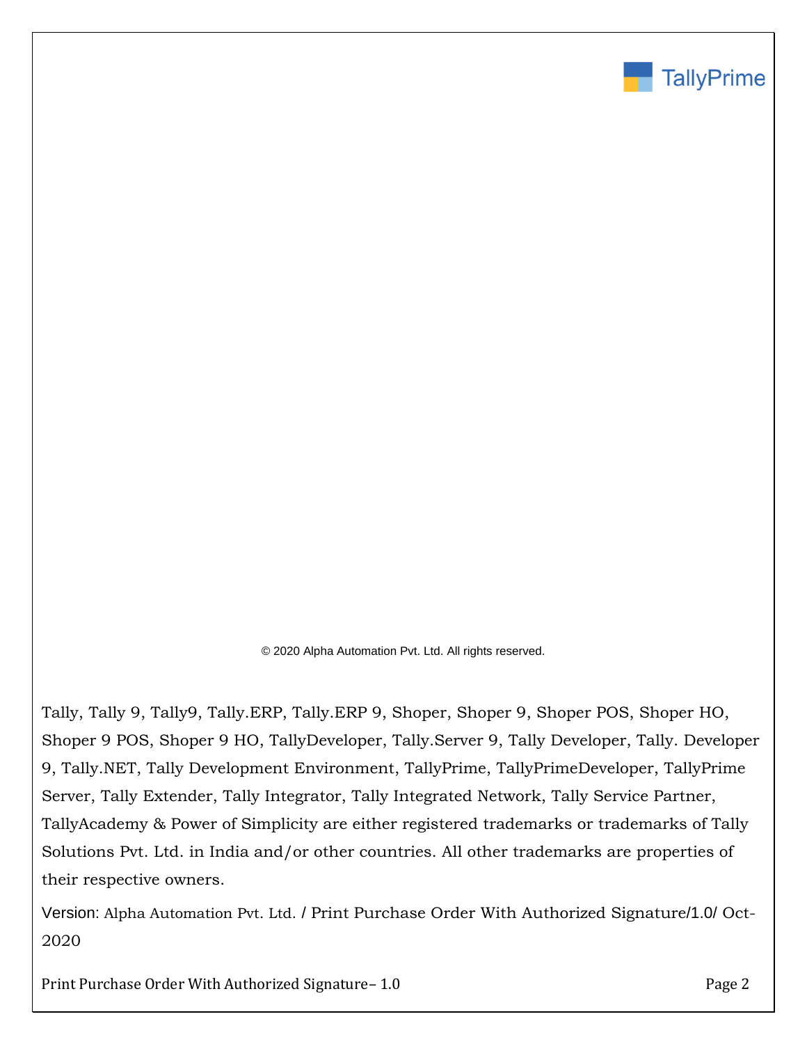© 2020 Alpha Automation Pvt. Ltd. All rights reserved.

Tally, Tally 9, Tally9, Tally.ERP, Tally.ERP 9, Shoper, Shoper 9, Shoper POS, Shoper HO, Shoper 9 POS, Shoper 9 HO, TallyDeveloper, Tally.Server 9, Tally Developer, Tally. Developer 9, Tally.NET, Tally Development Environment, TallyPrime, TallyPrimeDeveloper, TallyPrime Server, Tally Extender, Tally Integrator, Tally Integrated Network, Tally Service Partner, TallyAcademy & Power of Simplicity are either registered trademarks or trademarks of Tally Solutions Pvt. Ltd. in India and/or other countries. All other trademarks are properties of their respective owners.

Version: Alpha Automation Pvt. Ltd. / Print Purchase Order With Authorized Signature/1.0/ Oct-2020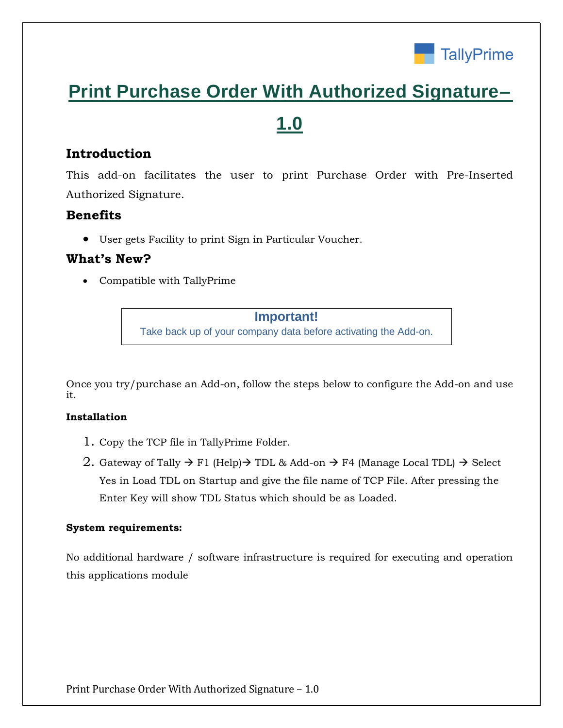# Print Purchase Order With Authorized Signature– 1.0

## Introduction

This add-on facilitates the user to print Purchase Order with Pre-Inserted Authorized Signature.

## Benefits

- User gets Facility to print Sign in Particular Voucher.

## What's New?

- Compatible with TallyPrime

**Important!**
Take back up of your company data before activating the Add-on.

Once you try/purchase an Add-on, follow the steps below to configure the Add-on and use it.

**Installation**

1. Copy the TCP file in TallyPrime Folder.
2. Gateway of Tally → F1 (Help)→ TDL & Add-on → F4 (Manage Local TDL) → Select Yes in Load TDL on Startup and give the file name of TCP File. After pressing the Enter Key will show TDL Status which should be as Loaded.

**System requirements:**

No additional hardware / software infrastructure is required for executing and operation this applications module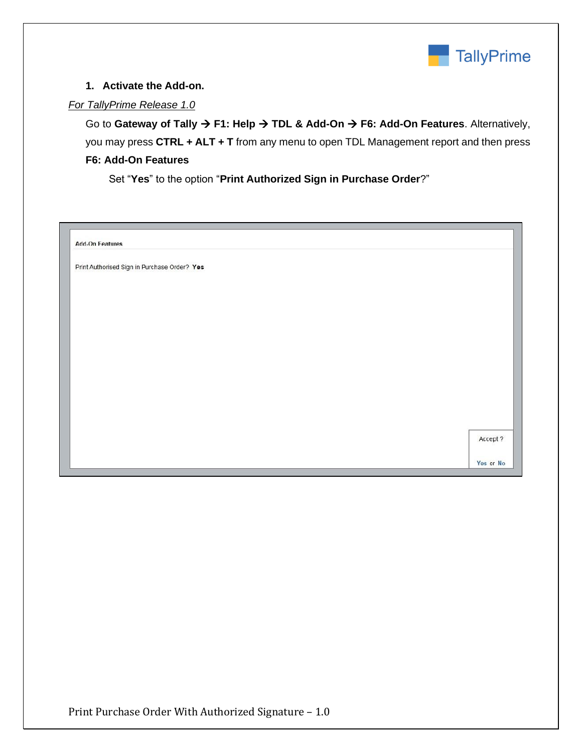1. **Activate the Add-on.**

*For TallyPrime Release 1.0*

Go to **Gateway of Tally → F1: Help → TDL & Add-On → F6: Add-On Features**. Alternatively, you may press **CTRL + ALT + T** from any menu to open TDL Management report and then press **F6: Add-On Features**

Set "**Yes**" to the option "**Print Authorized Sign in Purchase Order**?"

Add-On Features

Print Authorised Sign in Purchase Order? **Yes**

Accept ?

Yes or No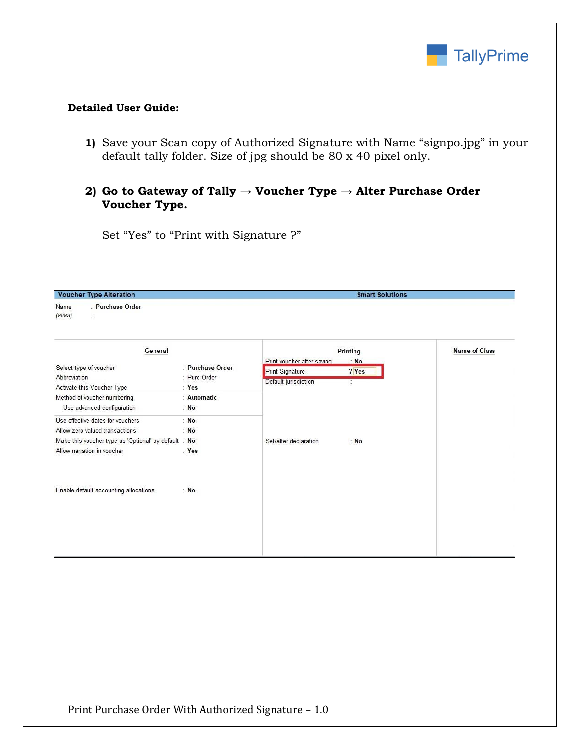**Detailed User Guide:**

1) Save your Scan copy of Authorized Signature with Name “signpo.jpg” in your default tally folder. Size of jpg should be 80 x 40 pixel only.

2) **Go to Gateway of Tally → Voucher Type → Alter Purchase Order Voucher Type.**

   Set “Yes” to “Print with Signature ?”

**Voucher Type Alteration** — Smart Solutions

Name : Purchase Order
(alias) :

| General | | Printing | | Name of Class |
|---|---|---|---|---|
| Select type of voucher | : Purchase Order | Print voucher after saving | : No | |
| Abbreviation | : Purc Order | Print Signature | ? Yes | |
| Activate this Voucher Type | : Yes | Default jurisdiction | : | |
| Method of voucher numbering | : Automatic | | | |
| Use advanced configuration | : No | | | |
| Use effective dates for vouchers | : No | | | |
| Allow zero-valued transactions | : No | | | |
| Make this voucher type as 'Optional' by default | : No | Set/alter declaration | : No | |
| Allow narration in voucher | : Yes | | | |
| Enable default accounting allocations | : No | | | |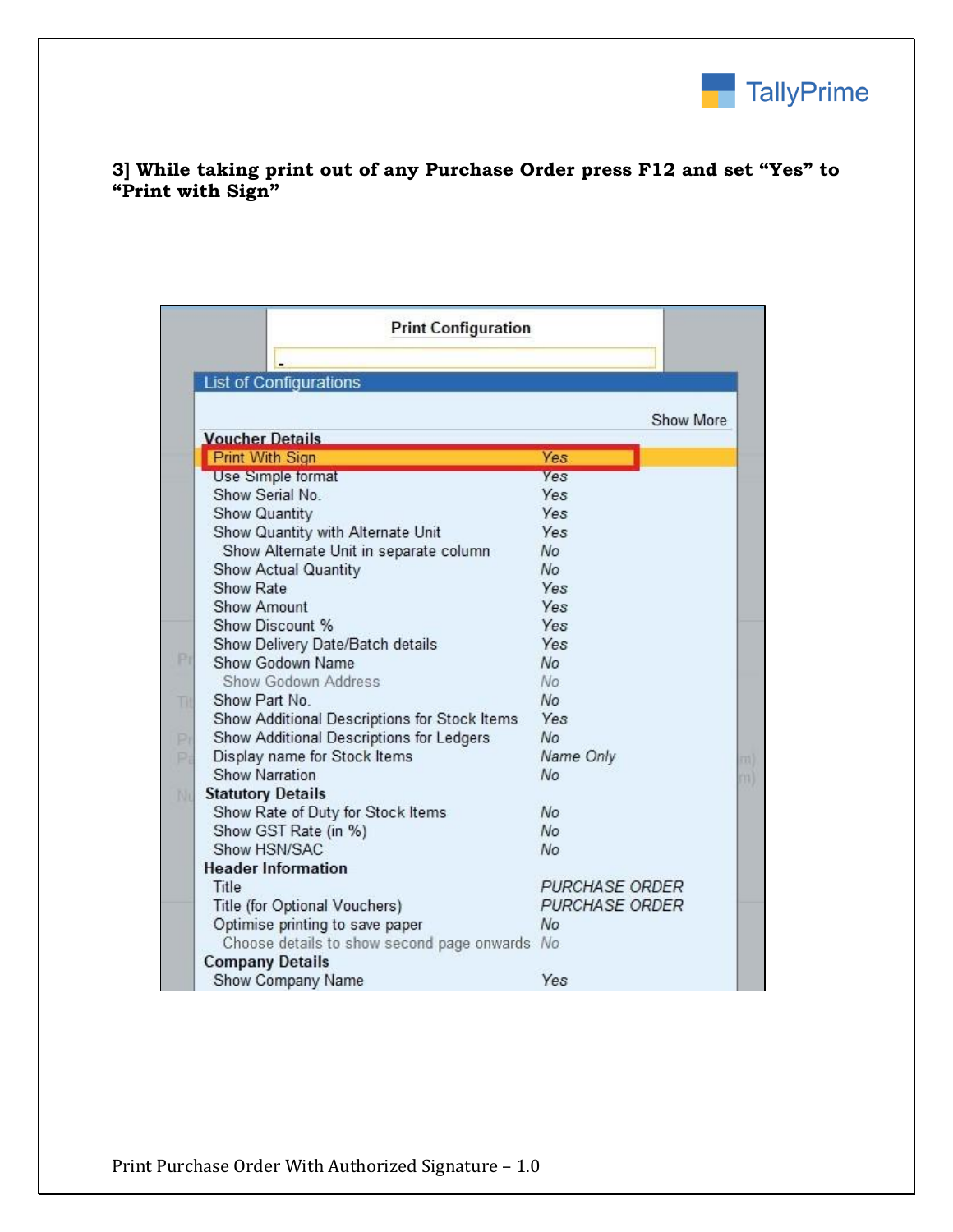**3] While taking print out of any Purchase Order press F12 and set "Yes" to "Print with Sign"**

**Print Configuration**

List of Configurations

Show More

| Configuration | Value |
| --- | --- |
| **Voucher Details** | |
| Print With Sign | Yes |
| Use Simple format | Yes |
| Show Serial No. | Yes |
| Show Quantity | Yes |
| Show Quantity with Alternate Unit | Yes |
| Show Alternate Unit in separate column | No |
| Show Actual Quantity | No |
| Show Rate | Yes |
| Show Amount | Yes |
| Show Discount % | Yes |
| Show Delivery Date/Batch details | Yes |
| Show Godown Name | No |
| Show Godown Address | No |
| Show Part No. | No |
| Show Additional Descriptions for Stock Items | Yes |
| Show Additional Descriptions for Ledgers | No |
| Display name for Stock Items | Name Only |
| Show Narration | No |
| **Statutory Details** | |
| Show Rate of Duty for Stock Items | No |
| Show GST Rate (in %) | No |
| Show HSN/SAC | No |
| **Header Information** | |
| Title | PURCHASE ORDER |
| Title (for Optional Vouchers) | PURCHASE ORDER |
| Optimise printing to save paper | No |
| Choose details to show second page onwards | No |
| **Company Details** | |
| Show Company Name | Yes |

Print Purchase Order With Authorized Signature – 1.0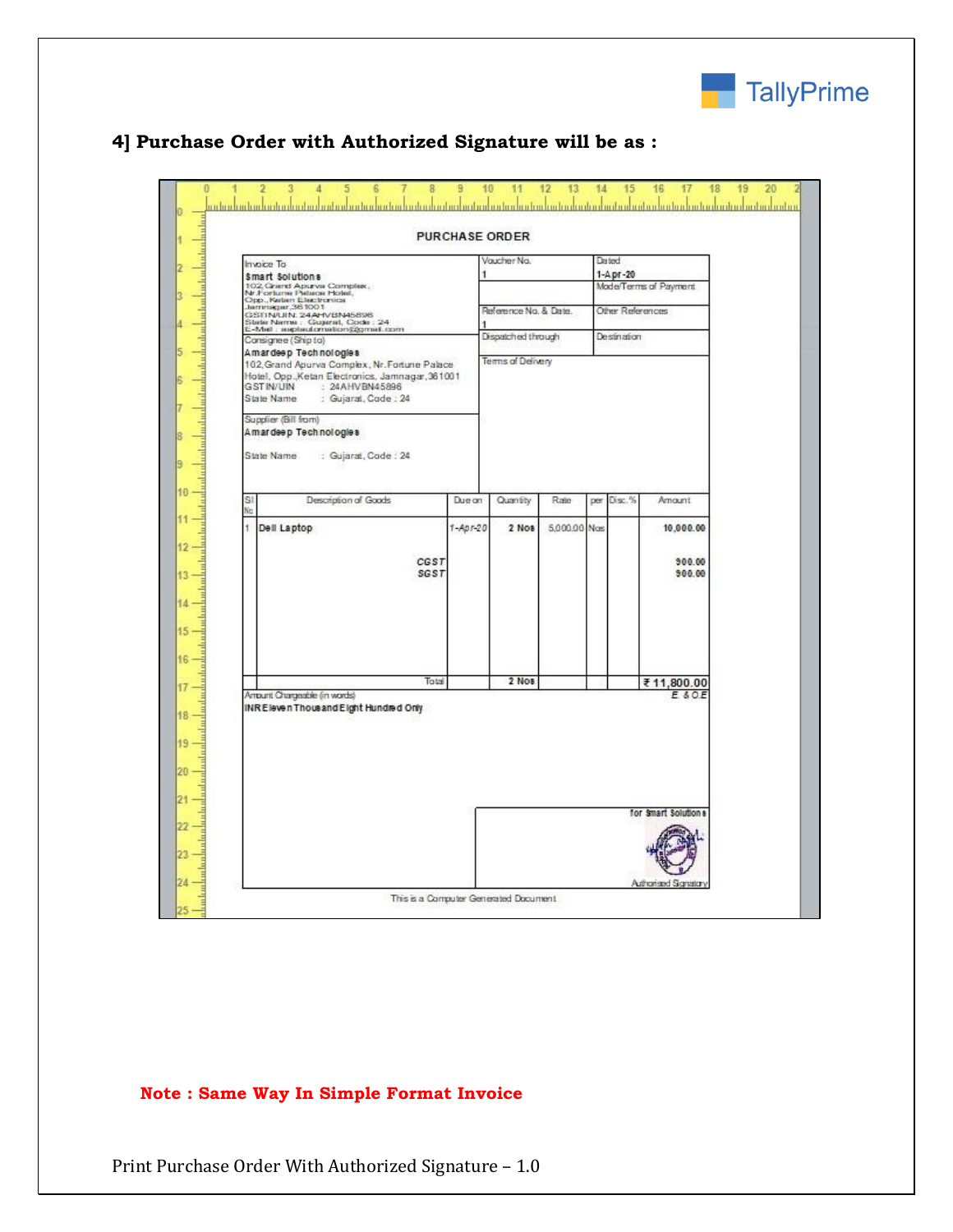**4] Purchase Order with Authorized Signature will be as :**

PURCHASE ORDER

| Invoice To<br>**Smart Solutions**<br>102,Grand Apurva Complex,<br>Nr.Fortune Palace Hotel,<br>Opp.,Ketan Electronics<br>Jamnagar,361001<br>GSTIN/UIN: 24AHVBN45896<br>State Name : Gujarat, Code : 24<br>E-Mail : saptautomation@gmail.com | Voucher No.<br>1 | Dated<br>**1-Apr-20** |
|---|---|---|
| | | Mode/Terms of Payment |
| | Reference No. & Date.<br>1 | Other References |
| Consignee (Ship to)<br>**Amardeep Technologies**<br>102,Grand Apurva Complex, Nr.Fortune Palace Hotel, Opp.,Ketan Electronics, Jamnagar,361001<br>GSTIN/UIN : 24AHVBN45896<br>State Name : Gujarat, Code : 24 | Dispatched through | Destination |
| | Terms of Delivery | |
| Supplier (Bill from)<br>**Amardeep Technologies**<br>State Name : Gujarat, Code : 24 | | |

| Sl No | Description of Goods | Due on | Quantity | Rate | per | Disc. % | Amount |
|---|---|---|---|---|---|---|---|
| 1 | **Dell Laptop** | *1-Apr-20* | **2 Nos** | 5,000.00 | Nos | | **10,000.00** |
| | ***CGST*** | | | | | | **900.00** |
| | ***SGST*** | | | | | | **900.00** |
| | Total | | **2 Nos** | | | | **₹ 11,800.00** |

Amount Chargeable (in words) — *E & O.E*

**INR Eleven Thousand Eight Hundred Only**

**for Smart Solutions**

Authorised Signatory

This is a Computer Generated Document

**Note : Same Way In Simple Format Invoice**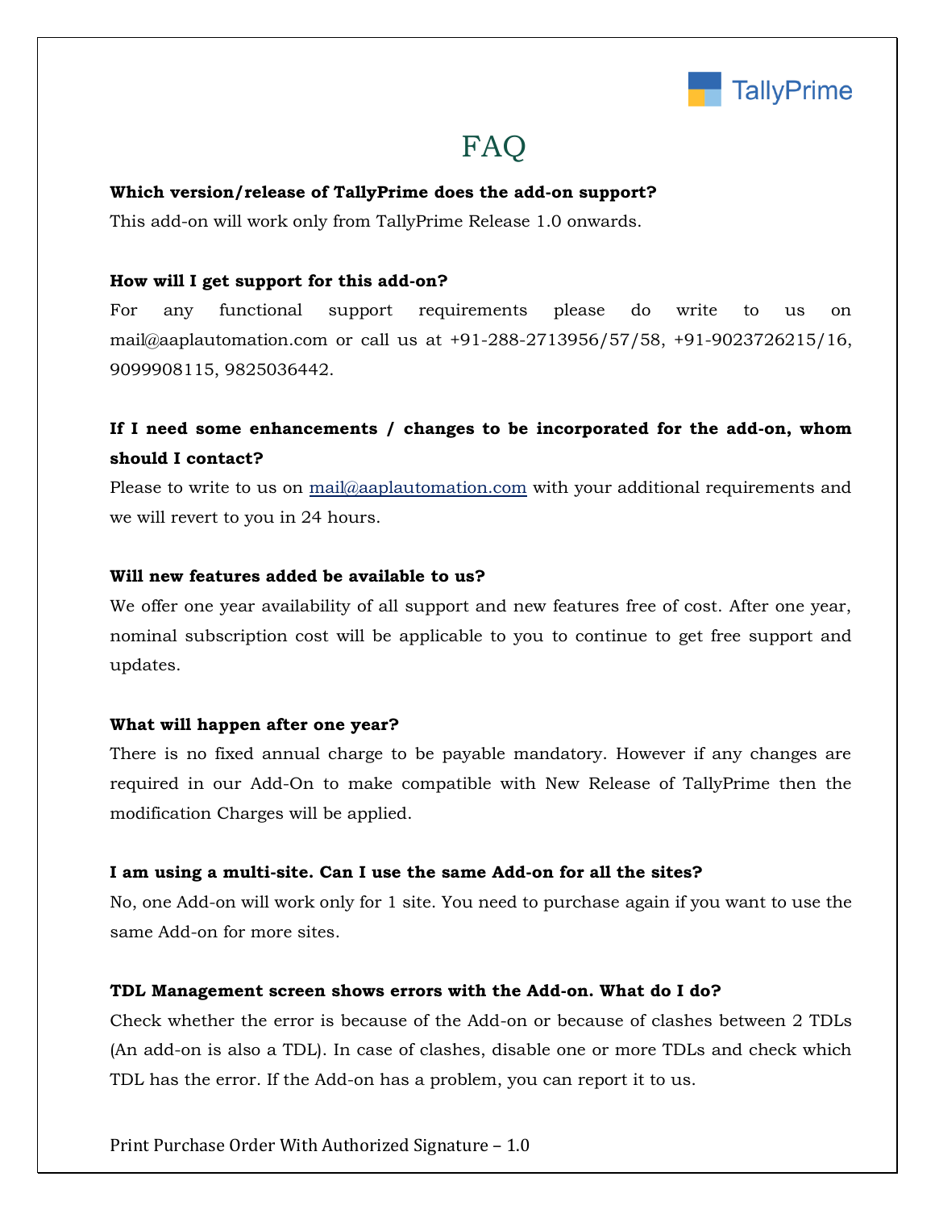# FAQ

**Which version/release of TallyPrime does the add-on support?**

This add-on will work only from TallyPrime Release 1.0 onwards.

**How will I get support for this add-on?**

For any functional support requirements please do write to us on mail@aaplautomation.com or call us at +91-288-2713956/57/58, +91-9023726215/16, 9099908115, 9825036442.

**If I need some enhancements / changes to be incorporated for the add-on, whom should I contact?**

Please to write to us on mail@aaplautomation.com with your additional requirements and we will revert to you in 24 hours.

**Will new features added be available to us?**

We offer one year availability of all support and new features free of cost. After one year, nominal subscription cost will be applicable to you to continue to get free support and updates.

**What will happen after one year?**

There is no fixed annual charge to be payable mandatory. However if any changes are required in our Add-On to make compatible with New Release of TallyPrime then the modification Charges will be applied.

**I am using a multi-site. Can I use the same Add-on for all the sites?**

No, one Add-on will work only for 1 site. You need to purchase again if you want to use the same Add-on for more sites.

**TDL Management screen shows errors with the Add-on. What do I do?**

Check whether the error is because of the Add-on or because of clashes between 2 TDLs (An add-on is also a TDL). In case of clashes, disable one or more TDLs and check which TDL has the error. If the Add-on has a problem, you can report it to us.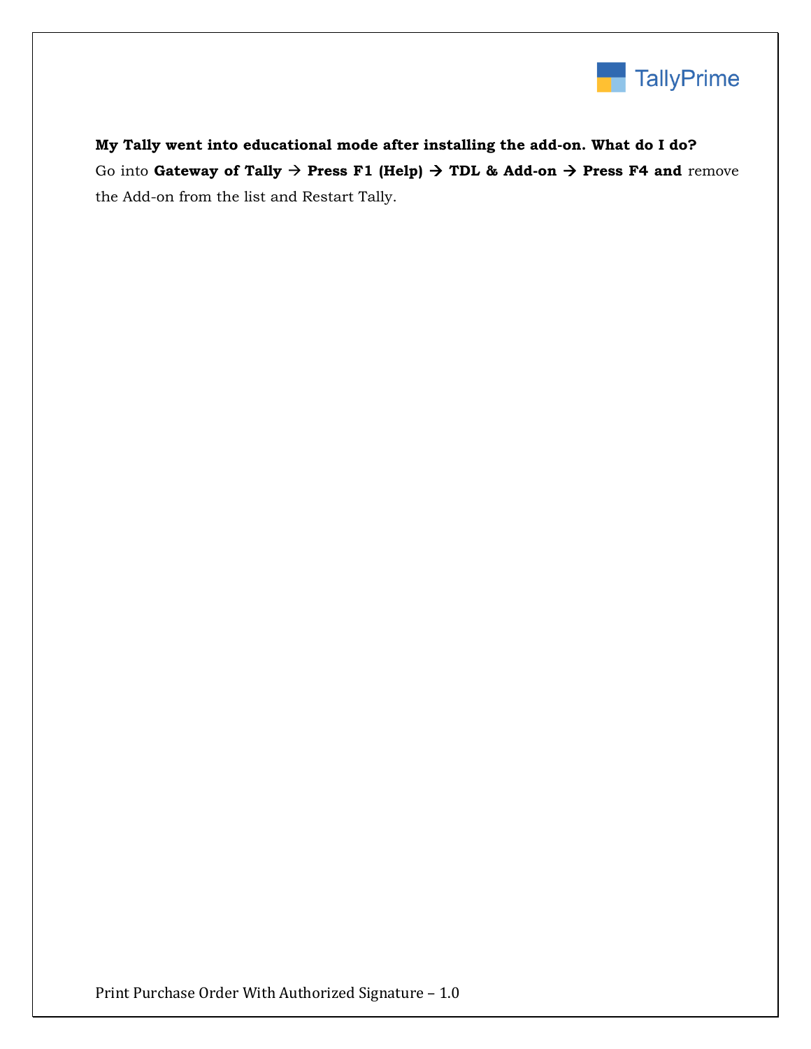**My Tally went into educational mode after installing the add-on. What do I do?**

Go into **Gateway of Tally → Press F1 (Help) → TDL & Add-on → Press F4 and** remove the Add-on from the list and Restart Tally.